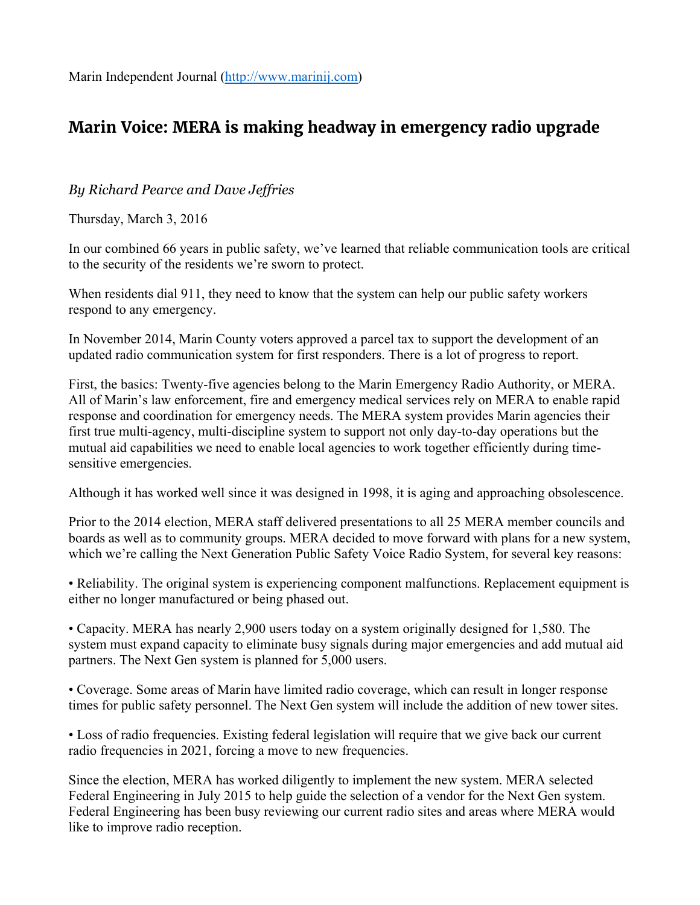Marin Independent Journal (http://www.marinij.com)

# Marin Voice: MERA is making headway in emergency radio upgrade

*By Richard Pearce and Dave Jeffries*

Thursday, March 3, 2016

In our combined 66 years in public safety, we've learned that reliable communication tools are critical to the security of the residents we're sworn to protect.

When residents dial 911, they need to know that the system can help our public safety workers respond to any emergency.

In November 2014, Marin County voters approved a parcel tax to support the development of an updated radio communication system for first responders. There is a lot of progress to report.

First, the basics: Twenty-five agencies belong to the Marin Emergency Radio Authority, or MERA. All of Marin's law enforcement, fire and emergency medical services rely on MERA to enable rapid response and coordination for emergency needs. The MERA system provides Marin agencies their first true multi-agency, multi-discipline system to support not only day-to-day operations but the mutual aid capabilities we need to enable local agencies to work together efficiently during time-sensitive emergencies.

Although it has worked well since it was designed in 1998, it is aging and approaching obsolescence.

Prior to the 2014 election, MERA staff delivered presentations to all 25 MERA member councils and boards as well as to community groups. MERA decided to move forward with plans for a new system, which we're calling the Next Generation Public Safety Voice Radio System, for several key reasons:

• Reliability. The original system is experiencing component malfunctions. Replacement equipment is either no longer manufactured or being phased out.

• Capacity. MERA has nearly 2,900 users today on a system originally designed for 1,580. The system must expand capacity to eliminate busy signals during major emergencies and add mutual aid partners. The Next Gen system is planned for 5,000 users.

• Coverage. Some areas of Marin have limited radio coverage, which can result in longer response times for public safety personnel. The Next Gen system will include the addition of new tower sites.

• Loss of radio frequencies. Existing federal legislation will require that we give back our current radio frequencies in 2021, forcing a move to new frequencies.

Since the election, MERA has worked diligently to implement the new system. MERA selected Federal Engineering in July 2015 to help guide the selection of a vendor for the Next Gen system. Federal Engineering has been busy reviewing our current radio sites and areas where MERA would like to improve radio reception.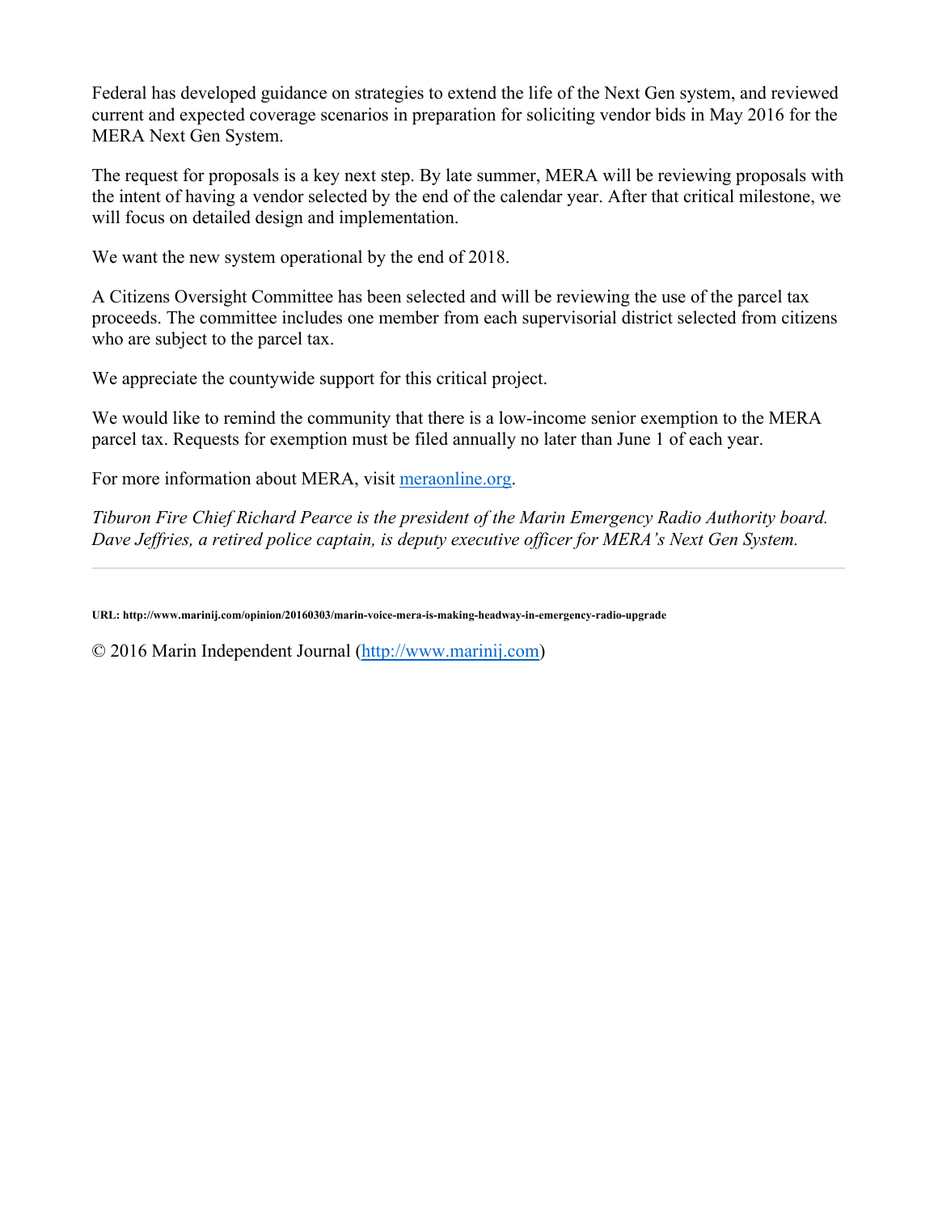Federal has developed guidance on strategies to extend the life of the Next Gen system, and reviewed current and expected coverage scenarios in preparation for soliciting vendor bids in May 2016 for the MERA Next Gen System.

The request for proposals is a key next step. By late summer, MERA will be reviewing proposals with the intent of having a vendor selected by the end of the calendar year. After that critical milestone, we will focus on detailed design and implementation.

We want the new system operational by the end of 2018.

A Citizens Oversight Committee has been selected and will be reviewing the use of the parcel tax proceeds. The committee includes one member from each supervisorial district selected from citizens who are subject to the parcel tax.

We appreciate the countywide support for this critical project.

We would like to remind the community that there is a low-income senior exemption to the MERA parcel tax. Requests for exemption must be filed annually no later than June 1 of each year.

For more information about MERA, visit [meraonline.org](http://meraonline.org).

*Tiburon Fire Chief Richard Pearce is the president of the Marin Emergency Radio Authority board. Dave Jeffries, a retired police captain, is deputy executive officer for MERA's Next Gen System.*

---

**URL: http://www.marinij.com/opinion/20160303/marin-voice-mera-is-making-headway-in-emergency-radio-upgrade**

© 2016 Marin Independent Journal ([http://www.marinij.com](http://www.marinij.com))